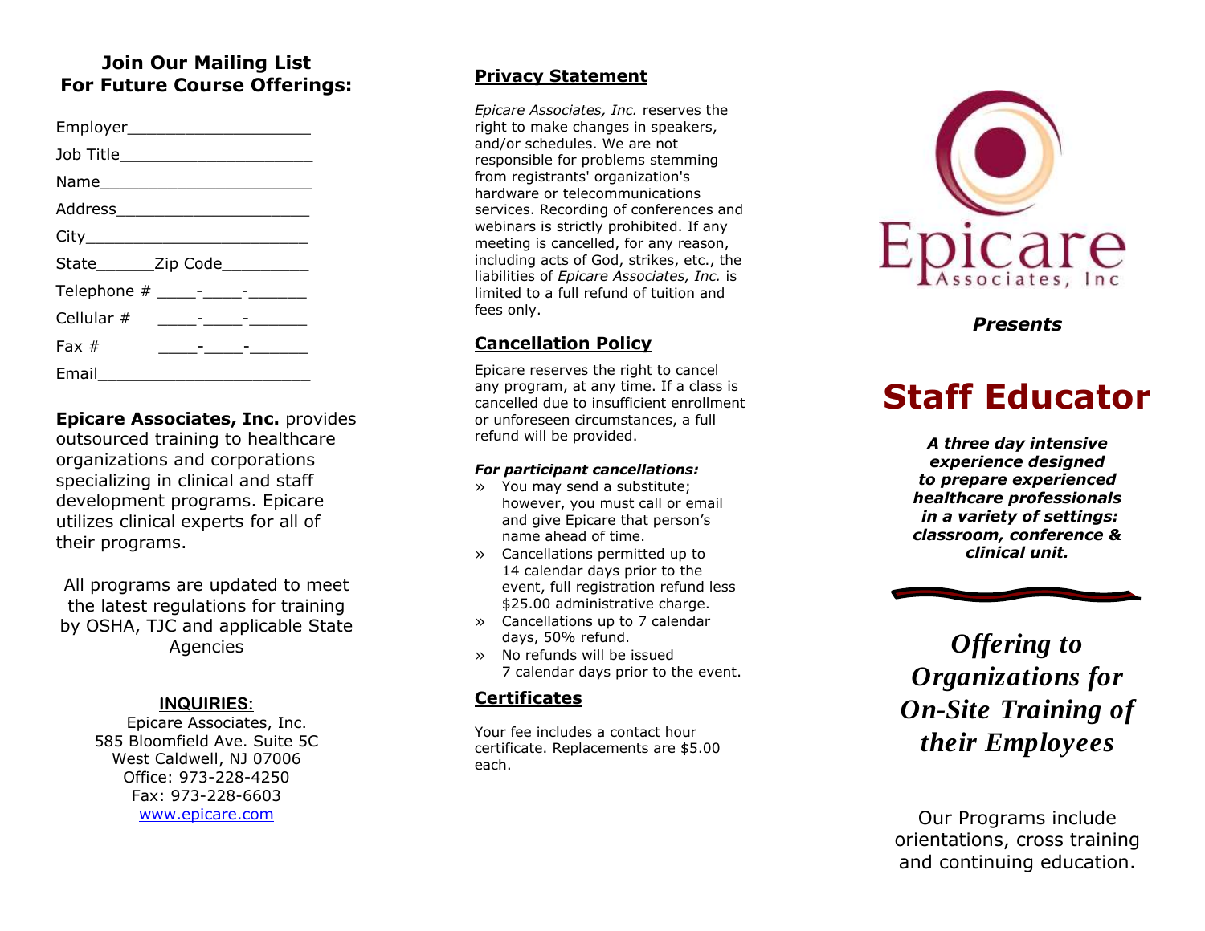## Join Our Mailing List For Future Course Offerings:

Employer____________________

Job Title_____________________

Name_______________________

Address_____________________

City________________________

State______Zip Code_________

Telephone # ____-____-______

Cellular # ____-____-______

Fax # ____-____-______

Email_______________________

**Epicare Associates, Inc.** provides outsourced training to healthcare organizations and corporations specializing in clinical and staff development programs. Epicare utilizes clinical experts for all of their programs.

All programs are updated to meet the latest regulations for training by OSHA, TJC and applicable State Agencies

**INQUIRIES:**

Epicare Associates, Inc.
585 Bloomfield Ave. Suite 5C
West Caldwell, NJ 07006
Office: 973-228-4250
Fax: 973-228-6603
www.epicare.com

## Privacy Statement

*Epicare Associates, Inc.* reserves the right to make changes in speakers, and/or schedules. We are not responsible for problems stemming from registrants' organization's hardware or telecommunications services. Recording of conferences and webinars is strictly prohibited. If any meeting is cancelled, for any reason, including acts of God, strikes, etc., the liabilities of *Epicare Associates, Inc.* is limited to a full refund of tuition and fees only.

## Cancellation Policy

Epicare reserves the right to cancel any program, at any time. If a class is cancelled due to insufficient enrollment or unforeseen circumstances, a full refund will be provided.

***For participant cancellations:***

- You may send a substitute; however, you must call or email and give Epicare that person's name ahead of time.
- Cancellations permitted up to 14 calendar days prior to the event, full registration refund less $25.00 administrative charge.
- Cancellations up to 7 calendar days, 50% refund.
- No refunds will be issued 7 calendar days prior to the event.

## Certificates

Your fee includes a contact hour certificate. Replacements are $5.00 each.

Epicare Associates, Inc

***Presents***

# Staff Educator

***A three day intensive experience designed to prepare experienced healthcare professionals in a variety of settings: classroom, conference & clinical unit.***

***Offering to Organizations for On-Site Training of their Employees***

Our Programs include orientations, cross training and continuing education.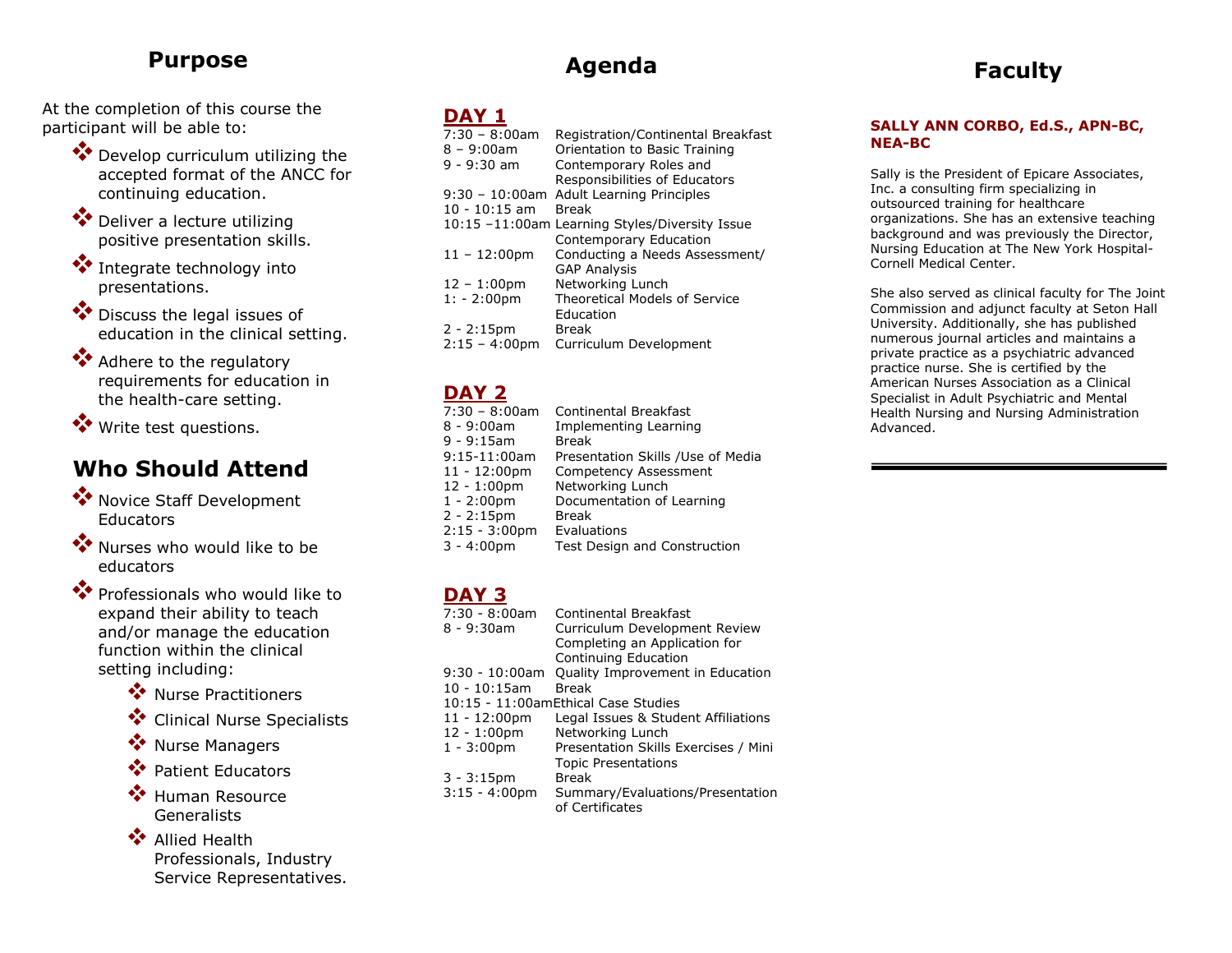## Purpose

At the completion of this course the participant will be able to:

- Develop curriculum utilizing the accepted format of the ANCC for continuing education.
- Deliver a lecture utilizing positive presentation skills.
- Integrate technology into presentations.
- Discuss the legal issues of education in the clinical setting.
- Adhere to the regulatory requirements for education in the health-care setting.
- Write test questions.

## Who Should Attend

- Novice Staff Development Educators
- Nurses who would like to be educators
- Professionals who would like to expand their ability to teach and/or manage the education function within the clinical setting including:
  - Nurse Practitioners
  - Clinical Nurse Specialists
  - Nurse Managers
  - Patient Educators
  - Human Resource Generalists
  - Allied Health Professionals, Industry Service Representatives.

## Agenda

### DAY 1

| | |
|---|---|
| 7:30 – 8:00am | Registration/Continental Breakfast |
| 8 – 9:00am | Orientation to Basic Training |
| 9 - 9:30 am | Contemporary Roles and Responsibilities of Educators |
| 9:30 – 10:00am | Adult Learning Principles |
| 10 - 10:15 am | Break |
| 10:15 –11:00am | Learning Styles/Diversity Issue Contemporary Education |
| 11 – 12:00pm | Conducting a Needs Assessment/ GAP Analysis |
| 12 – 1:00pm | Networking Lunch |
| 1: - 2:00pm | Theoretical Models of Service Education |
| 2 - 2:15pm | Break |
| 2:15 – 4:00pm | Curriculum Development |

### DAY 2

| | |
|---|---|
| 7:30 – 8:00am | Continental Breakfast |
| 8 - 9:00am | Implementing Learning |
| 9 - 9:15am | Break |
| 9:15-11:00am | Presentation Skills /Use of Media |
| 11 - 12:00pm | Competency Assessment |
| 12 - 1:00pm | Networking Lunch |
| 1 - 2:00pm | Documentation of Learning |
| 2 - 2:15pm | Break |
| 2:15 - 3:00pm | Evaluations |
| 3 - 4:00pm | Test Design and Construction |

### DAY 3

| | |
|---|---|
| 7:30 - 8:00am | Continental Breakfast |
| 8 - 9:30am | Curriculum Development Review Completing an Application for Continuing Education |
| 9:30 - 10:00am | Quality Improvement in Education |
| 10 - 10:15am | Break |
| 10:15 - 11:00am | Ethical Case Studies |
| 11 - 12:00pm | Legal Issues & Student Affiliations |
| 12 - 1:00pm | Networking Lunch |
| 1 - 3:00pm | Presentation Skills Exercises / Mini Topic Presentations |
| 3 - 3:15pm | Break |
| 3:15 - 4:00pm | Summary/Evaluations/Presentation of Certificates |

## Faculty

**SALLY ANN CORBO, Ed.S., APN-BC, NEA-BC**

Sally is the President of Epicare Associates, Inc. a consulting firm specializing in outsourced training for healthcare organizations. She has an extensive teaching background and was previously the Director, Nursing Education at The New York Hospital-Cornell Medical Center.

She also served as clinical faculty for The Joint Commission and adjunct faculty at Seton Hall University. Additionally, she has published numerous journal articles and maintains a private practice as a psychiatric advanced practice nurse. She is certified by the American Nurses Association as a Clinical Specialist in Adult Psychiatric and Mental Health Nursing and Nursing Administration Advanced.